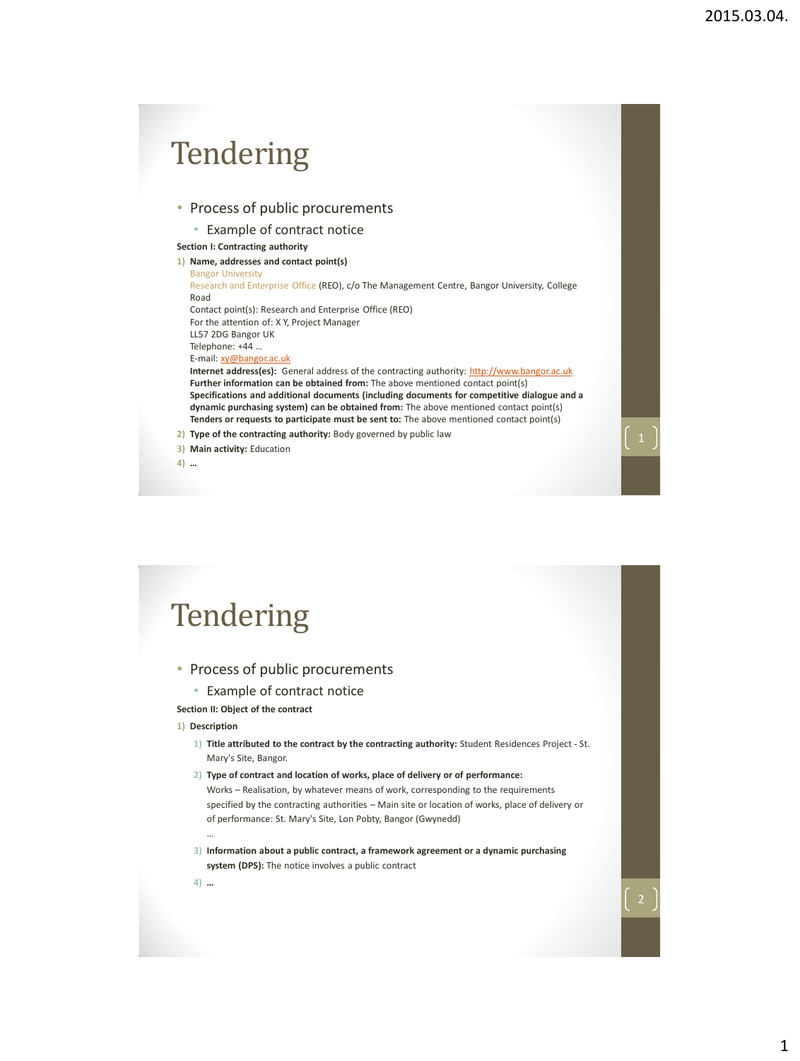# Tendering

- Process of public procurements
  - Example of contract notice

**Section I: Contracting authority**

1) **Name, addresses and contact point(s)**
   Bangor University
   Research and Enterprise Office (REO), c/o The Management Centre, Bangor University, College Road
   Contact point(s): Research and Enterprise Office (REO)
   For the attention of: X Y, Project Manager
   LL57 2DG Bangor UK
   Telephone: +44 …
   E-mail: xy@bangor.ac.uk
   **Internet address(es):** General address of the contracting authority: http://www.bangor.ac.uk
   **Further information can be obtained from:** The above mentioned contact point(s)
   **Specifications and additional documents (including documents for competitive dialogue and a dynamic purchasing system) can be obtained from:** The above mentioned contact point(s)
   **Tenders or requests to participate must be sent to:** The above mentioned contact point(s)
2) **Type of the contracting authority:** Body governed by public law
3) **Main activity:** Education
4) **…**

# Tendering

- Process of public procurements
  - Example of contract notice

**Section II: Object of the contract**

1) **Description**
   1) **Title attributed to the contract by the contracting authority:** Student Residences Project - St. Mary's Site, Bangor.
   2) **Type of contract and location of works, place of delivery or of performance:**
      Works – Realisation, by whatever means of work, corresponding to the requirements specified by the contracting authorities – Main site or location of works, place of delivery or of performance: St. Mary's Site, Lon Pobty, Bangor (Gwynedd)
      …
   3) **Information about a public contract, a framework agreement or a dynamic purchasing system (DPS):** The notice involves a public contract
   4) **…**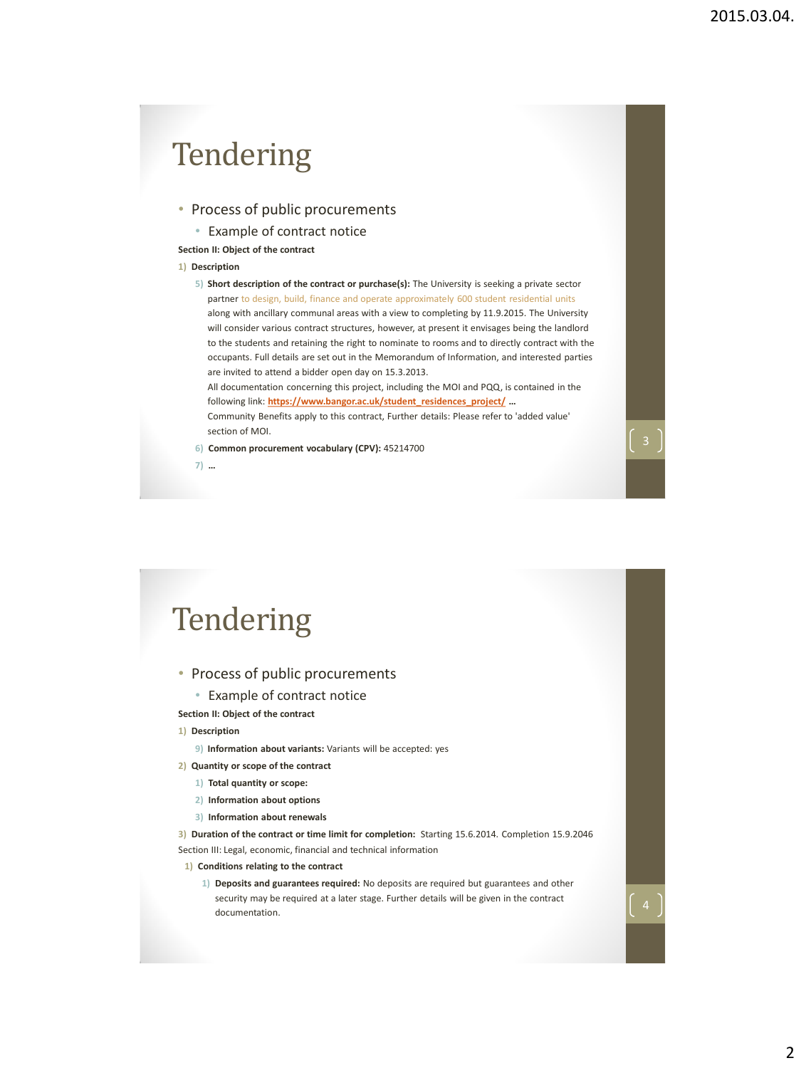# Tendering

- Process of public procurements
  - Example of contract notice

**Section II: Object of the contract**

1) **Description**

   5) **Short description of the contract or purchase(s):** The University is seeking a private sector partner to design, build, finance and operate approximately 600 student residential units along with ancillary communal areas with a view to completing by 11.9.2015. The University will consider various contract structures, however, at present it envisages being the landlord to the students and retaining the right to nominate to rooms and to directly contract with the occupants. Full details are set out in the Memorandum of Information, and interested parties are invited to attend a bidder open day on 15.3.2013.
   All documentation concerning this project, including the MOI and PQQ, is contained in the following link: **https://www.bangor.ac.uk/student_residences_project/** …
   Community Benefits apply to this contract, Further details: Please refer to 'added value' section of MOI.

   6) **Common procurement vocabulary (CPV):** 45214700

   7) **…**

# Tendering

- Process of public procurements
  - Example of contract notice

**Section II: Object of the contract**

1) **Description**

   9) **Information about variants:** Variants will be accepted: yes

2) **Quantity or scope of the contract**

   1) **Total quantity or scope:**
   2) **Information about options**
   3) **Information about renewals**

3) **Duration of the contract or time limit for completion:** Starting 15.6.2014. Completion 15.9.2046

Section III: Legal, economic, financial and technical information

1) **Conditions relating to the contract**

   1) **Deposits and guarantees required:** No deposits are required but guarantees and other security may be required at a later stage. Further details will be given in the contract documentation.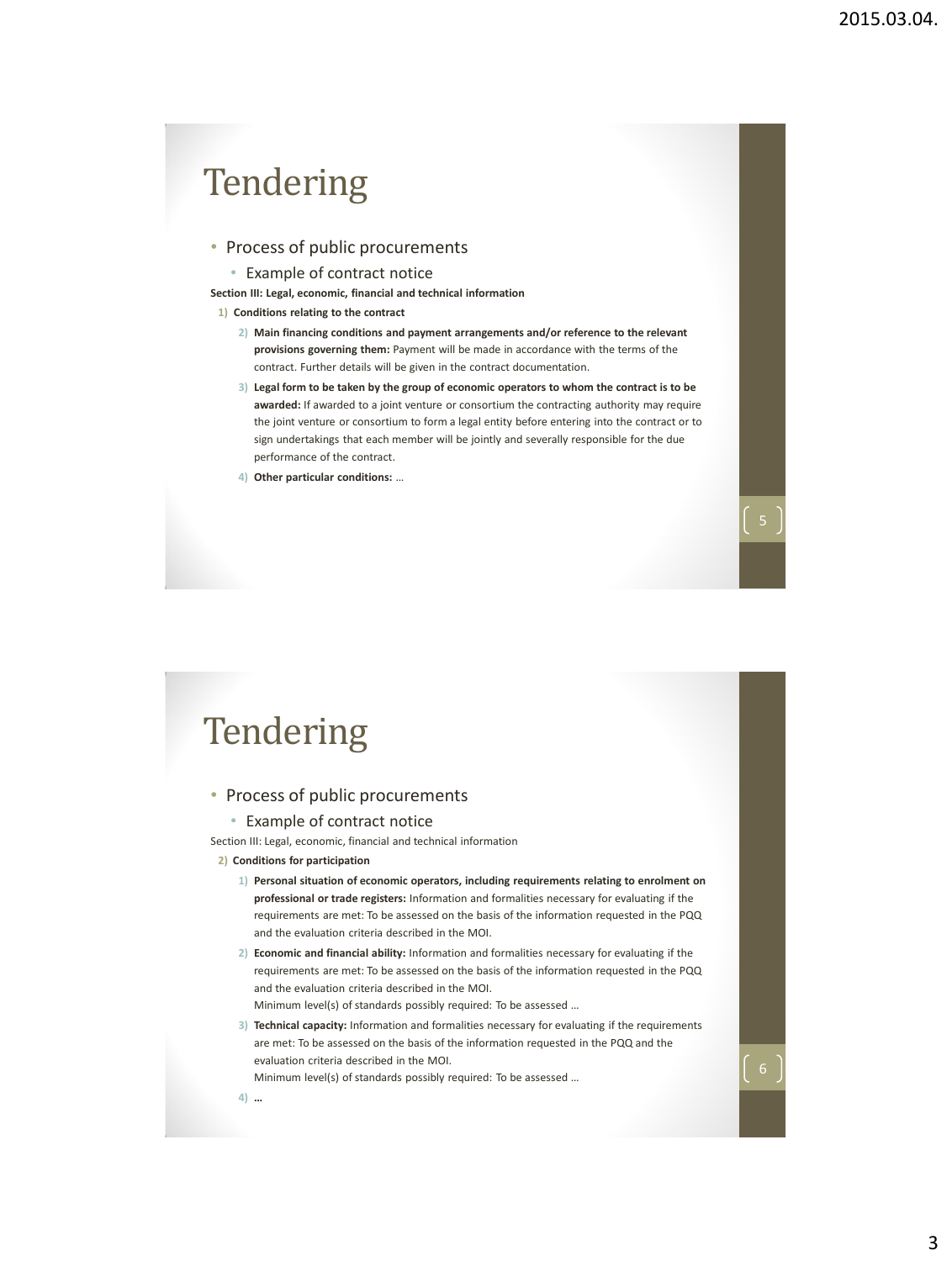# Tendering

- Process of public procurements
  - Example of contract notice

**Section III: Legal, economic, financial and technical information**

1) **Conditions relating to the contract**

   2) **Main financing conditions and payment arrangements and/or reference to the relevant provisions governing them:** Payment will be made in accordance with the terms of the contract. Further details will be given in the contract documentation.

   3) **Legal form to be taken by the group of economic operators to whom the contract is to be awarded:** If awarded to a joint venture or consortium the contracting authority may require the joint venture or consortium to form a legal entity before entering into the contract or to sign undertakings that each member will be jointly and severally responsible for the due performance of the contract.

   4) **Other particular conditions:** …

# Tendering

- Process of public procurements
  - Example of contract notice

Section III: Legal, economic, financial and technical information

2) **Conditions for participation**

   1) **Personal situation of economic operators, including requirements relating to enrolment on professional or trade registers:** Information and formalities necessary for evaluating if the requirements are met: To be assessed on the basis of the information requested in the PQQ and the evaluation criteria described in the MOI.

   2) **Economic and financial ability:** Information and formalities necessary for evaluating if the requirements are met: To be assessed on the basis of the information requested in the PQQ and the evaluation criteria described in the MOI.
      Minimum level(s) of standards possibly required: To be assessed …

   3) **Technical capacity:** Information and formalities necessary for evaluating if the requirements are met: To be assessed on the basis of the information requested in the PQQ and the evaluation criteria described in the MOI.
      Minimum level(s) of standards possibly required: To be assessed …

   4) **…**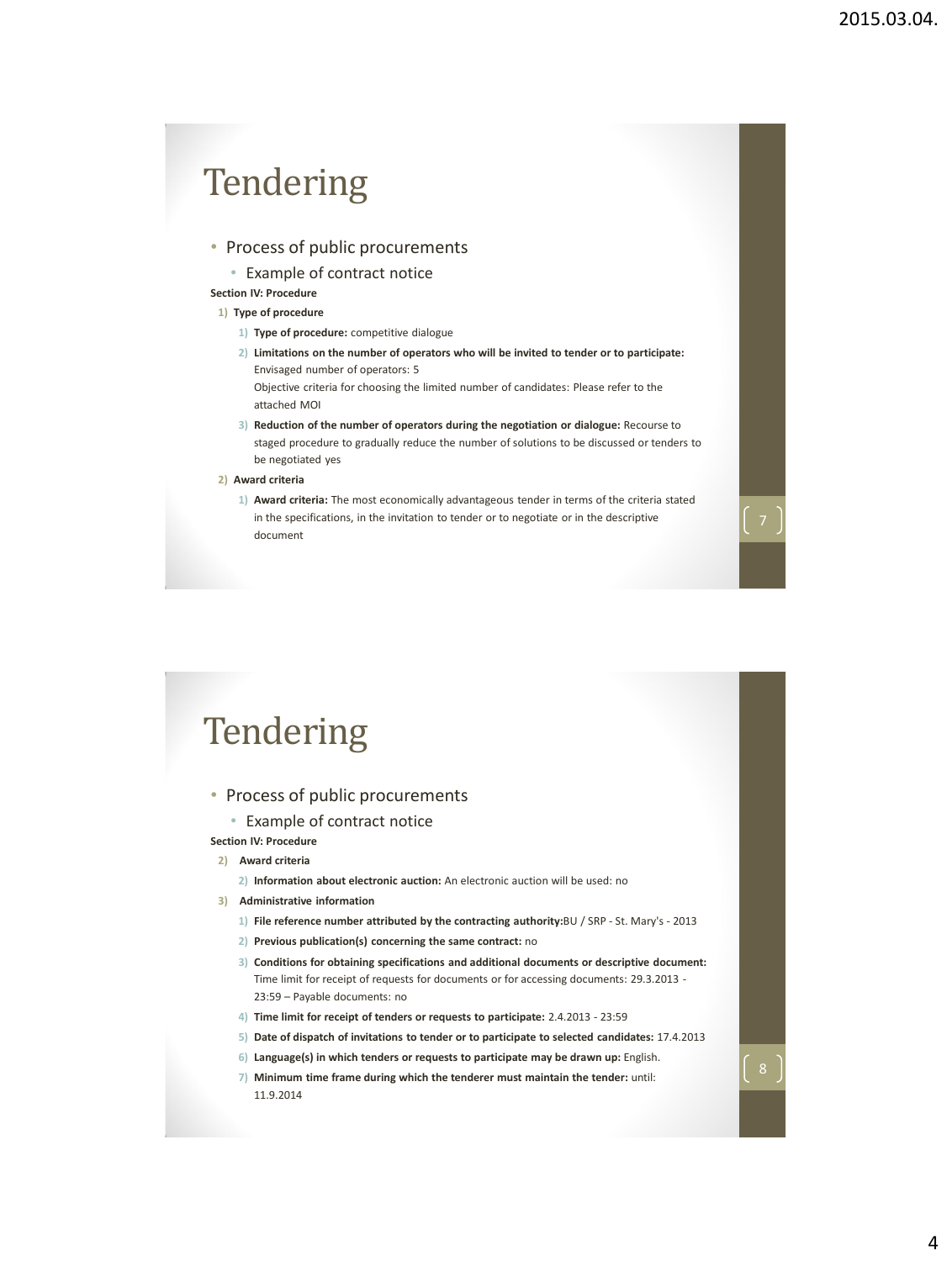# Tendering

- Process of public procurements
  - Example of contract notice

**Section IV: Procedure**

1) **Type of procedure**
   1) **Type of procedure:** competitive dialogue
   2) **Limitations on the number of operators who will be invited to tender or to participate:** Envisaged number of operators: 5
      Objective criteria for choosing the limited number of candidates: Please refer to the attached MOI
   3) **Reduction of the number of operators during the negotiation or dialogue:** Recourse to staged procedure to gradually reduce the number of solutions to be discussed or tenders to be negotiated yes
2) **Award criteria**
   1) **Award criteria:** The most economically advantageous tender in terms of the criteria stated in the specifications, in the invitation to tender or to negotiate or in the descriptive document

# Tendering

- Process of public procurements
  - Example of contract notice

**Section IV: Procedure**

2) **Award criteria**
   2) **Information about electronic auction:** An electronic auction will be used: no
3) **Administrative information**
   1) **File reference number attributed by the contracting authority:**BU / SRP - St. Mary's - 2013
   2) **Previous publication(s) concerning the same contract:** no
   3) **Conditions for obtaining specifications and additional documents or descriptive document:** Time limit for receipt of requests for documents or for accessing documents: 29.3.2013 - 23:59 – Payable documents: no
   4) **Time limit for receipt of tenders or requests to participate:** 2.4.2013 - 23:59
   5) **Date of dispatch of invitations to tender or to participate to selected candidates:** 17.4.2013
   6) **Language(s) in which tenders or requests to participate may be drawn up:** English.
   7) **Minimum time frame during which the tenderer must maintain the tender:** until: 11.9.2014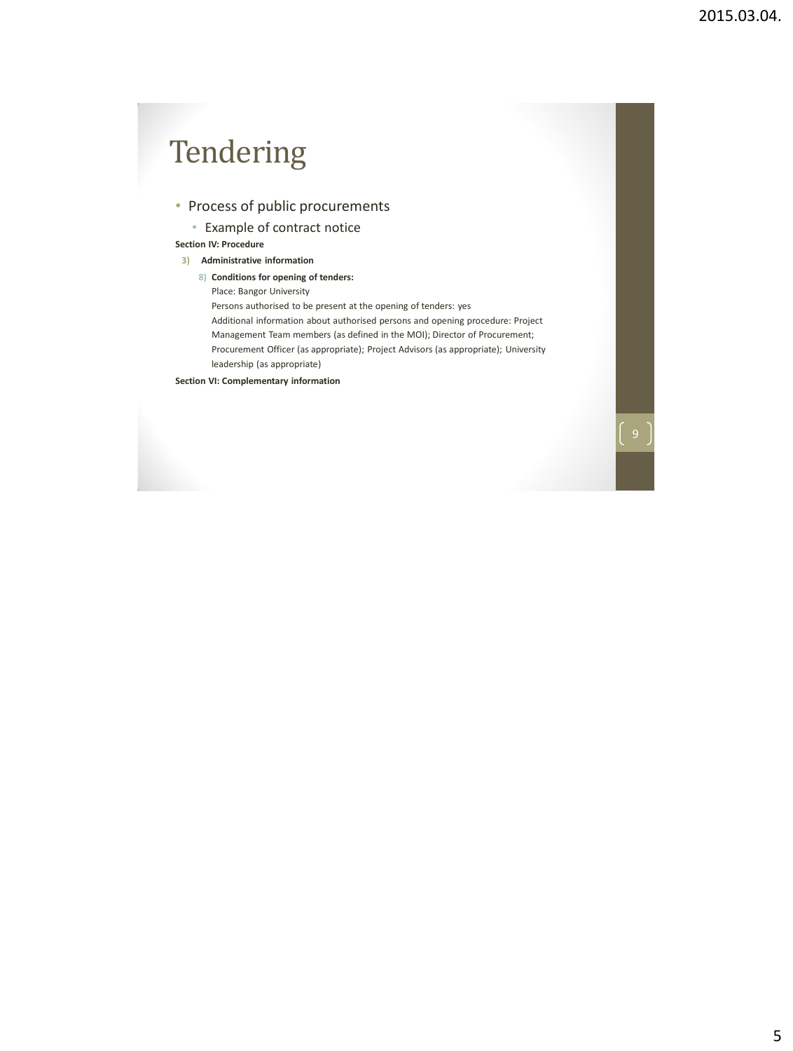# Tendering

- Process of public procurements
  - Example of contract notice

**Section IV: Procedure**

**3) Administrative information**

**8) Conditions for opening of tenders:**

Place: Bangor University

Persons authorised to be present at the opening of tenders: yes

Additional information about authorised persons and opening procedure: Project Management Team members (as defined in the MOI); Director of Procurement; Procurement Officer (as appropriate); Project Advisors (as appropriate); University leadership (as appropriate)

**Section VI: Complementary information**